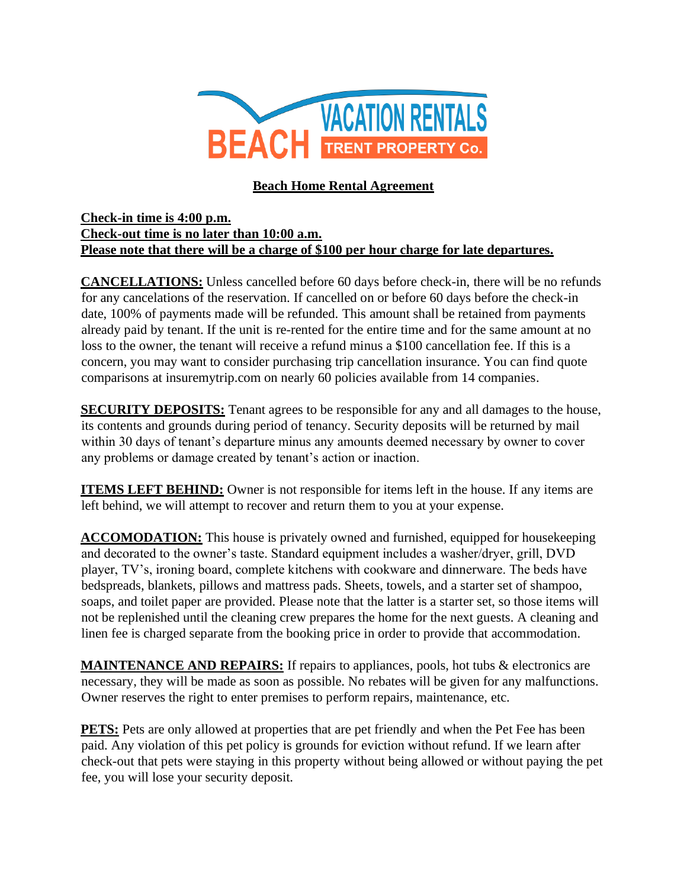BEACH VACATION RENTALS TRENT PROPERTY Co.

# Beach Home Rental Agreement

**Check-in time is 4:00 p.m.**
**Check-out time is no later than 10:00 a.m.**
**Please note that there will be a charge of $100 per hour charge for late departures.**

**CANCELLATIONS:** Unless cancelled before 60 days before check-in, there will be no refunds for any cancelations of the reservation. If cancelled on or before 60 days before the check-in date, 100% of payments made will be refunded. This amount shall be retained from payments already paid by tenant. If the unit is re-rented for the entire time and for the same amount at no loss to the owner, the tenant will receive a refund minus a $100 cancellation fee. If this is a concern, you may want to consider purchasing trip cancellation insurance. You can find quote comparisons at insuremytrip.com on nearly 60 policies available from 14 companies.

**SECURITY DEPOSITS:** Tenant agrees to be responsible for any and all damages to the house, its contents and grounds during period of tenancy. Security deposits will be returned by mail within 30 days of tenant's departure minus any amounts deemed necessary by owner to cover any problems or damage created by tenant's action or inaction.

**ITEMS LEFT BEHIND:** Owner is not responsible for items left in the house. If any items are left behind, we will attempt to recover and return them to you at your expense.

**ACCOMODATION:** This house is privately owned and furnished, equipped for housekeeping and decorated to the owner's taste. Standard equipment includes a washer/dryer, grill, DVD player, TV's, ironing board, complete kitchens with cookware and dinnerware. The beds have bedspreads, blankets, pillows and mattress pads. Sheets, towels, and a starter set of shampoo, soaps, and toilet paper are provided. Please note that the latter is a starter set, so those items will not be replenished until the cleaning crew prepares the home for the next guests. A cleaning and linen fee is charged separate from the booking price in order to provide that accommodation.

**MAINTENANCE AND REPAIRS:** If repairs to appliances, pools, hot tubs & electronics are necessary, they will be made as soon as possible. No rebates will be given for any malfunctions. Owner reserves the right to enter premises to perform repairs, maintenance, etc.

**PETS:** Pets are only allowed at properties that are pet friendly and when the Pet Fee has been paid. Any violation of this pet policy is grounds for eviction without refund. If we learn after check-out that pets were staying in this property without being allowed or without paying the pet fee, you will lose your security deposit.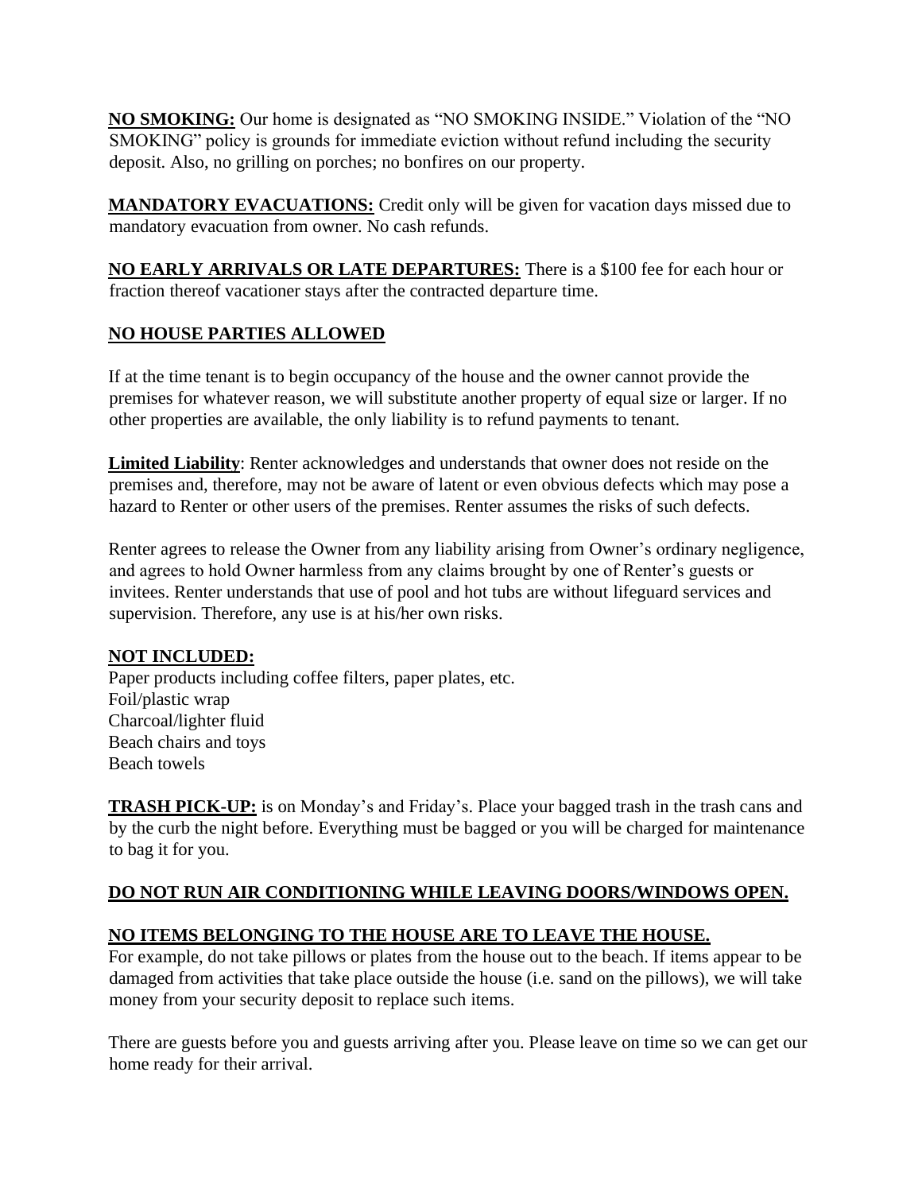**NO SMOKING:** Our home is designated as "NO SMOKING INSIDE." Violation of the "NO SMOKING" policy is grounds for immediate eviction without refund including the security deposit. Also, no grilling on porches; no bonfires on our property.

**MANDATORY EVACUATIONS:** Credit only will be given for vacation days missed due to mandatory evacuation from owner. No cash refunds.

**NO EARLY ARRIVALS OR LATE DEPARTURES:** There is a $100 fee for each hour or fraction thereof vacationer stays after the contracted departure time.

**NO HOUSE PARTIES ALLOWED**

If at the time tenant is to begin occupancy of the house and the owner cannot provide the premises for whatever reason, we will substitute another property of equal size or larger. If no other properties are available, the only liability is to refund payments to tenant.

**Limited Liability**: Renter acknowledges and understands that owner does not reside on the premises and, therefore, may not be aware of latent or even obvious defects which may pose a hazard to Renter or other users of the premises. Renter assumes the risks of such defects.

Renter agrees to release the Owner from any liability arising from Owner's ordinary negligence, and agrees to hold Owner harmless from any claims brought by one of Renter's guests or invitees. Renter understands that use of pool and hot tubs are without lifeguard services and supervision. Therefore, any use is at his/her own risks.

**NOT INCLUDED:**

Paper products including coffee filters, paper plates, etc.
Foil/plastic wrap
Charcoal/lighter fluid
Beach chairs and toys
Beach towels

**TRASH PICK-UP:** is on Monday's and Friday's. Place your bagged trash in the trash cans and by the curb the night before. Everything must be bagged or you will be charged for maintenance to bag it for you.

**DO NOT RUN AIR CONDITIONING WHILE LEAVING DOORS/WINDOWS OPEN.**

**NO ITEMS BELONGING TO THE HOUSE ARE TO LEAVE THE HOUSE.**

For example, do not take pillows or plates from the house out to the beach. If items appear to be damaged from activities that take place outside the house (i.e. sand on the pillows), we will take money from your security deposit to replace such items.

There are guests before you and guests arriving after you. Please leave on time so we can get our home ready for their arrival.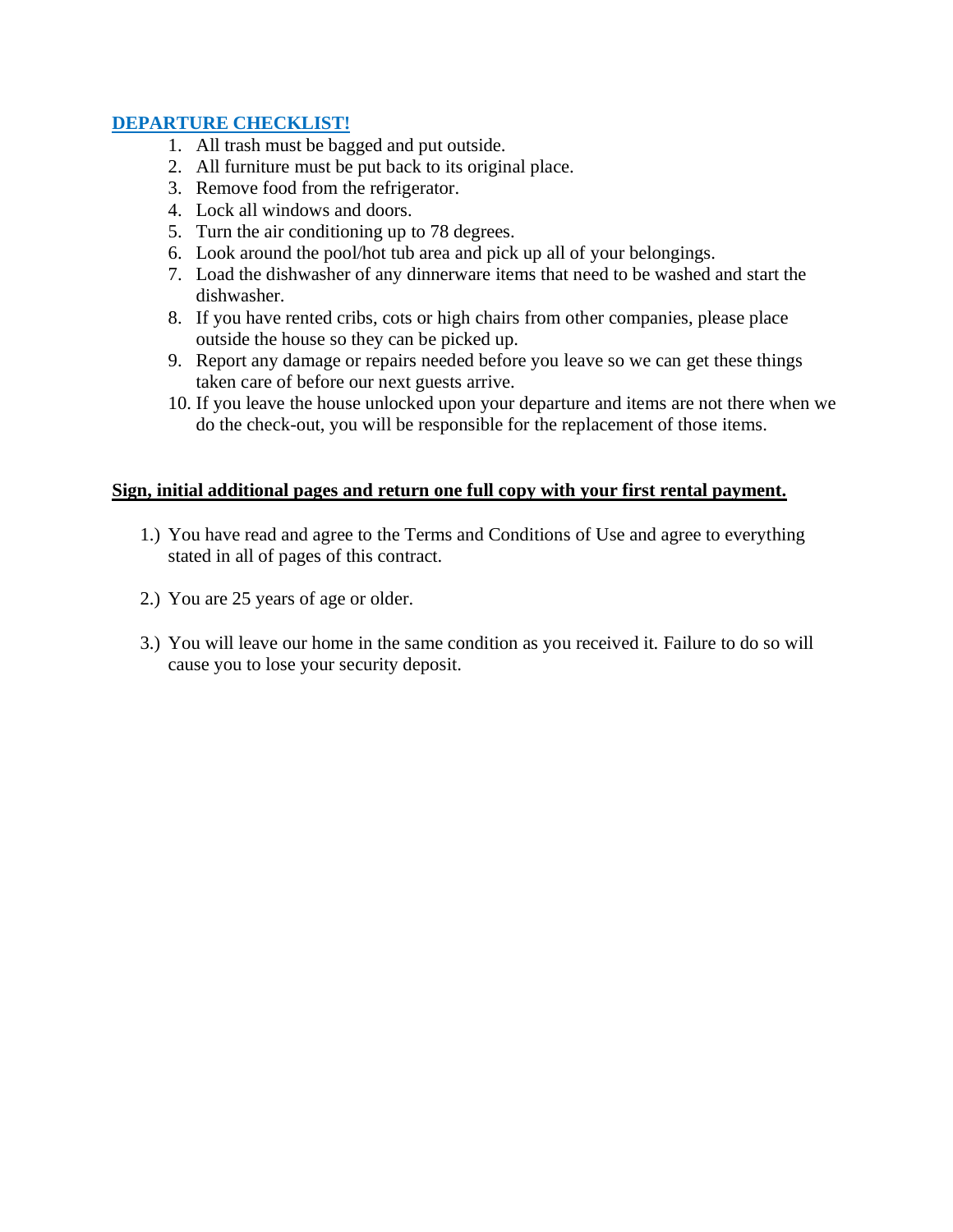## DEPARTURE CHECKLIST!

1. All trash must be bagged and put outside.
2. All furniture must be put back to its original place.
3. Remove food from the refrigerator.
4. Lock all windows and doors.
5. Turn the air conditioning up to 78 degrees.
6. Look around the pool/hot tub area and pick up all of your belongings.
7. Load the dishwasher of any dinnerware items that need to be washed and start the dishwasher.
8. If you have rented cribs, cots or high chairs from other companies, please place outside the house so they can be picked up.
9. Report any damage or repairs needed before you leave so we can get these things taken care of before our next guests arrive.
10. If you leave the house unlocked upon your departure and items are not there when we do the check-out, you will be responsible for the replacement of those items.

**Sign, initial additional pages and return one full copy with your first rental payment.**

1.) You have read and agree to the Terms and Conditions of Use and agree to everything stated in all of pages of this contract.

2.) You are 25 years of age or older.

3.) You will leave our home in the same condition as you received it. Failure to do so will cause you to lose your security deposit.